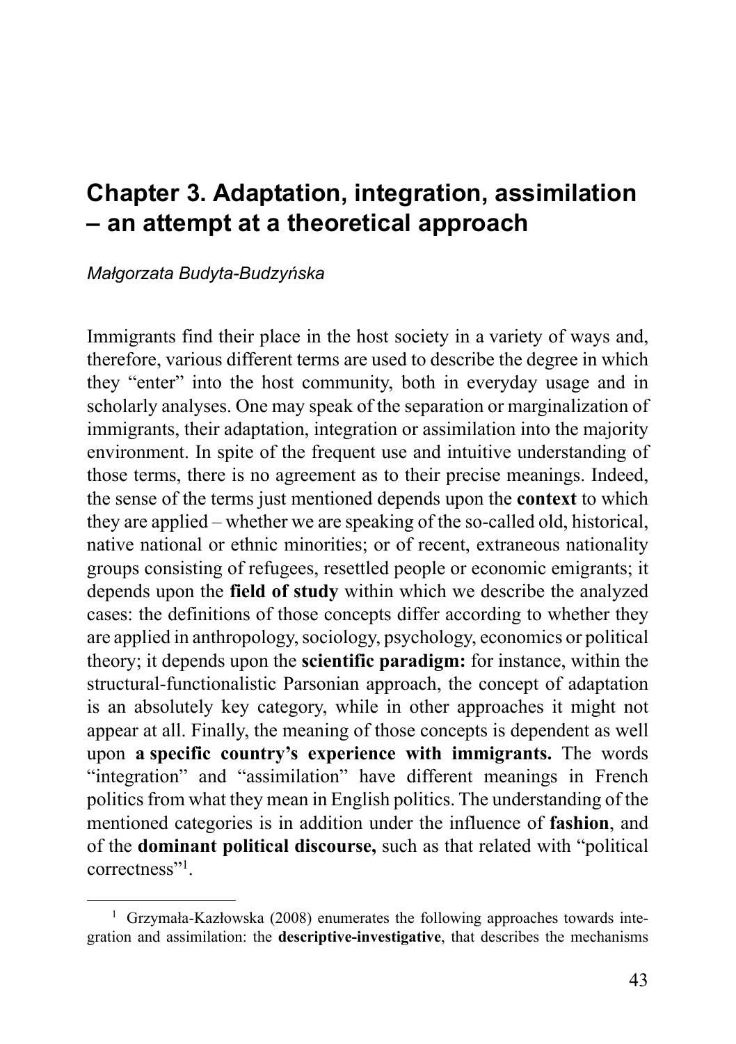# Chapter 3. Adaptation, integration, assimilation – an attempt at a theoretical approach

*Małgorzata Budyta-Budzyńska*

Immigrants find their place in the host society in a variety of ways and, therefore, various different terms are used to describe the degree in which they "enter" into the host community, both in everyday usage and in scholarly analyses. One may speak of the separation or marginalization of immigrants, their adaptation, integration or assimilation into the majority environment. In spite of the frequent use and intuitive understanding of those terms, there is no agreement as to their precise meanings. Indeed, the sense of the terms just mentioned depends upon the **context** to which they are applied – whether we are speaking of the so-called old, historical, native national or ethnic minorities; or of recent, extraneous nationality groups consisting of refugees, resettled people or economic emigrants; it depends upon the **field of study** within which we describe the analyzed cases: the definitions of those concepts differ according to whether they are applied in anthropology, sociology, psychology, economics or political theory; it depends upon the **scientific paradigm:** for instance, within the structural-functionalistic Parsonian approach, the concept of adaptation is an absolutely key category, while in other approaches it might not appear at all. Finally, the meaning of those concepts is dependent as well upon **a specific country's experience with immigrants.** The words "integration" and "assimilation" have different meanings in French politics from what they mean in English politics. The understanding of the mentioned categories is in addition under the influence of **fashion**, and of the **dominant political discourse,** such as that related with "political correctness"[1].

---

[1] Grzymała-Kazłowska (2008) enumerates the following approaches towards integration and assimilation: the **descriptive-investigative**, that describes the mechanisms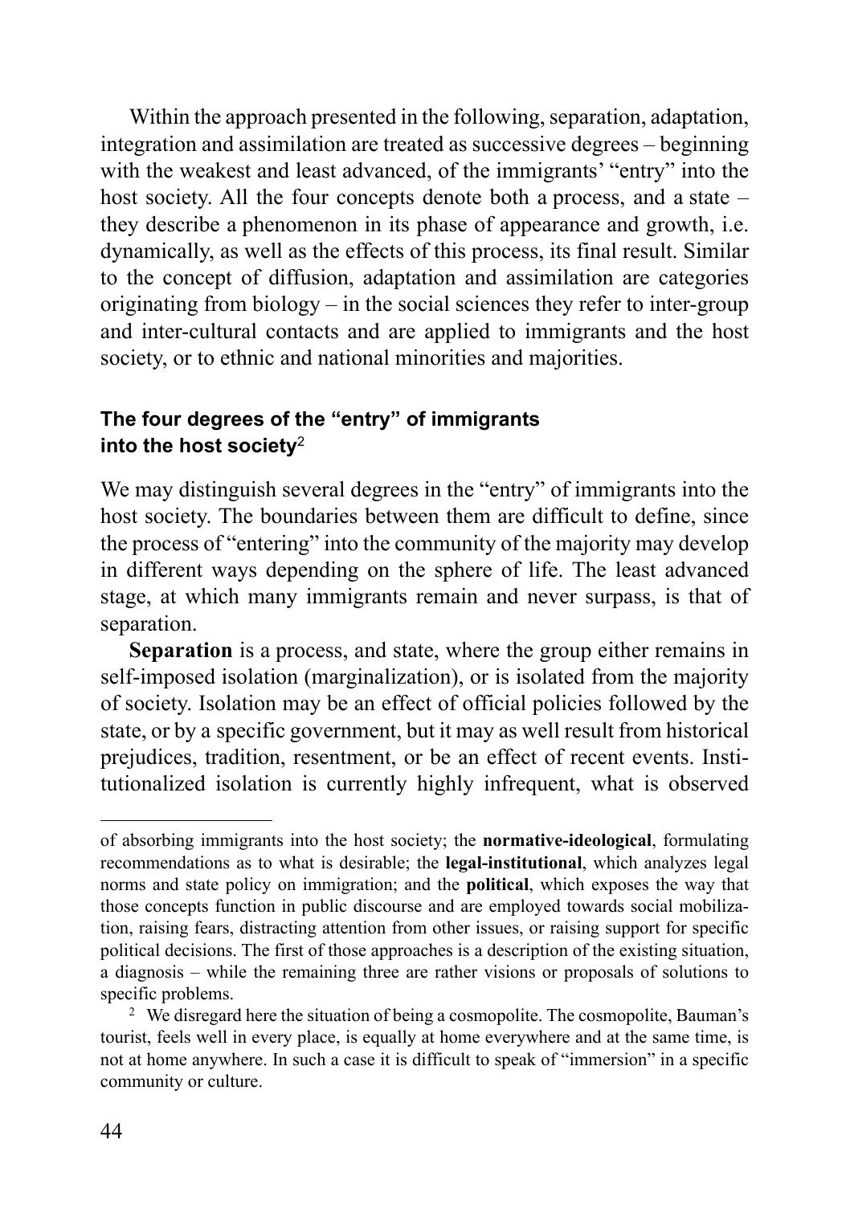Within the approach presented in the following, separation, adaptation, integration and assimilation are treated as successive degrees – beginning with the weakest and least advanced, of the immigrants' "entry" into the host society. All the four concepts denote both a process, and a state – they describe a phenomenon in its phase of appearance and growth, i.e. dynamically, as well as the effects of this process, its final result. Similar to the concept of diffusion, adaptation and assimilation are categories originating from biology – in the social sciences they refer to inter-group and inter-cultural contacts and are applied to immigrants and the host society, or to ethnic and national minorities and majorities.

## The four degrees of the "entry" of immigrants into the host society[2]

We may distinguish several degrees in the "entry" of immigrants into the host society. The boundaries between them are difficult to define, since the process of "entering" into the community of the majority may develop in different ways depending on the sphere of life. The least advanced stage, at which many immigrants remain and never surpass, is that of separation.

**Separation** is a process, and state, where the group either remains in self-imposed isolation (marginalization), or is isolated from the majority of society. Isolation may be an effect of official policies followed by the state, or by a specific government, but it may as well result from historical prejudices, tradition, resentment, or be an effect of recent events. Institutionalized isolation is currently highly infrequent, what is observed

---

of absorbing immigrants into the host society; the **normative-ideological**, formulating recommendations as to what is desirable; the **legal-institutional**, which analyzes legal norms and state policy on immigration; and the **political**, which exposes the way that those concepts function in public discourse and are employed towards social mobilization, raising fears, distracting attention from other issues, or raising support for specific political decisions. The first of those approaches is a description of the existing situation, a diagnosis – while the remaining three are rather visions or proposals of solutions to specific problems.

[2] We disregard here the situation of being a cosmopolite. The cosmopolite, Bauman's tourist, feels well in every place, is equally at home everywhere and at the same time, is not at home anywhere. In such a case it is difficult to speak of "immersion" in a specific community or culture.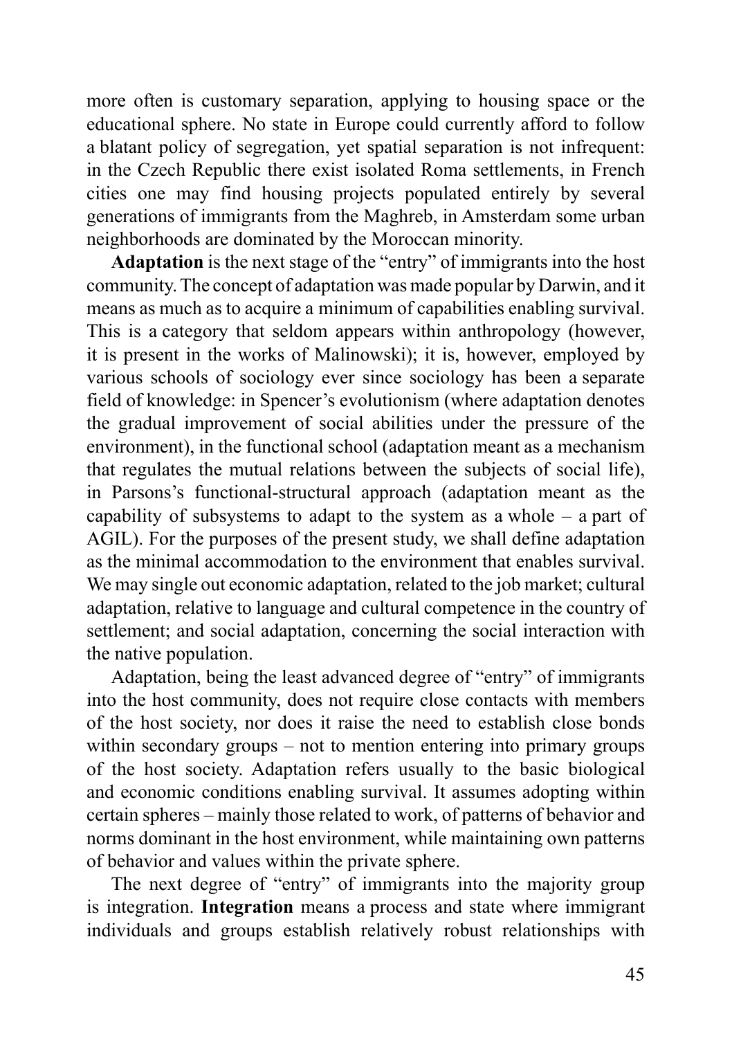more often is customary separation, applying to housing space or the educational sphere. No state in Europe could currently afford to follow a blatant policy of segregation, yet spatial separation is not infrequent: in the Czech Republic there exist isolated Roma settlements, in French cities one may find housing projects populated entirely by several generations of immigrants from the Maghreb, in Amsterdam some urban neighborhoods are dominated by the Moroccan minority.

**Adaptation** is the next stage of the "entry" of immigrants into the host community. The concept of adaptation was made popular by Darwin, and it means as much as to acquire a minimum of capabilities enabling survival. This is a category that seldom appears within anthropology (however, it is present in the works of Malinowski); it is, however, employed by various schools of sociology ever since sociology has been a separate field of knowledge: in Spencer's evolutionism (where adaptation denotes the gradual improvement of social abilities under the pressure of the environment), in the functional school (adaptation meant as a mechanism that regulates the mutual relations between the subjects of social life), in Parsons's functional-structural approach (adaptation meant as the capability of subsystems to adapt to the system as a whole – a part of AGIL). For the purposes of the present study, we shall define adaptation as the minimal accommodation to the environment that enables survival. We may single out economic adaptation, related to the job market; cultural adaptation, relative to language and cultural competence in the country of settlement; and social adaptation, concerning the social interaction with the native population.

Adaptation, being the least advanced degree of "entry" of immigrants into the host community, does not require close contacts with members of the host society, nor does it raise the need to establish close bonds within secondary groups – not to mention entering into primary groups of the host society. Adaptation refers usually to the basic biological and economic conditions enabling survival. It assumes adopting within certain spheres – mainly those related to work, of patterns of behavior and norms dominant in the host environment, while maintaining own patterns of behavior and values within the private sphere.

The next degree of "entry" of immigrants into the majority group is integration. **Integration** means a process and state where immigrant individuals and groups establish relatively robust relationships with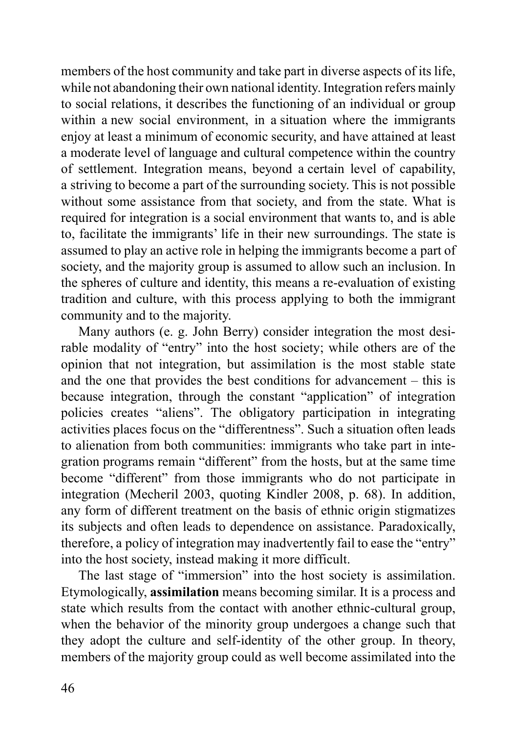members of the host community and take part in diverse aspects of its life, while not abandoning their own national identity. Integration refers mainly to social relations, it describes the functioning of an individual or group within a new social environment, in a situation where the immigrants enjoy at least a minimum of economic security, and have attained at least a moderate level of language and cultural competence within the country of settlement. Integration means, beyond a certain level of capability, a striving to become a part of the surrounding society. This is not possible without some assistance from that society, and from the state. What is required for integration is a social environment that wants to, and is able to, facilitate the immigrants' life in their new surroundings. The state is assumed to play an active role in helping the immigrants become a part of society, and the majority group is assumed to allow such an inclusion. In the spheres of culture and identity, this means a re-evaluation of existing tradition and culture, with this process applying to both the immigrant community and to the majority.

Many authors (e. g. John Berry) consider integration the most desirable modality of "entry" into the host society; while others are of the opinion that not integration, but assimilation is the most stable state and the one that provides the best conditions for advancement – this is because integration, through the constant "application" of integration policies creates "aliens". The obligatory participation in integrating activities places focus on the "differentness". Such a situation often leads to alienation from both communities: immigrants who take part in integration programs remain "different" from the hosts, but at the same time become "different" from those immigrants who do not participate in integration (Mecheril 2003, quoting Kindler 2008, p. 68). In addition, any form of different treatment on the basis of ethnic origin stigmatizes its subjects and often leads to dependence on assistance. Paradoxically, therefore, a policy of integration may inadvertently fail to ease the "entry" into the host society, instead making it more difficult.

The last stage of "immersion" into the host society is assimilation. Etymologically, **assimilation** means becoming similar. It is a process and state which results from the contact with another ethnic-cultural group, when the behavior of the minority group undergoes a change such that they adopt the culture and self-identity of the other group. In theory, members of the majority group could as well become assimilated into the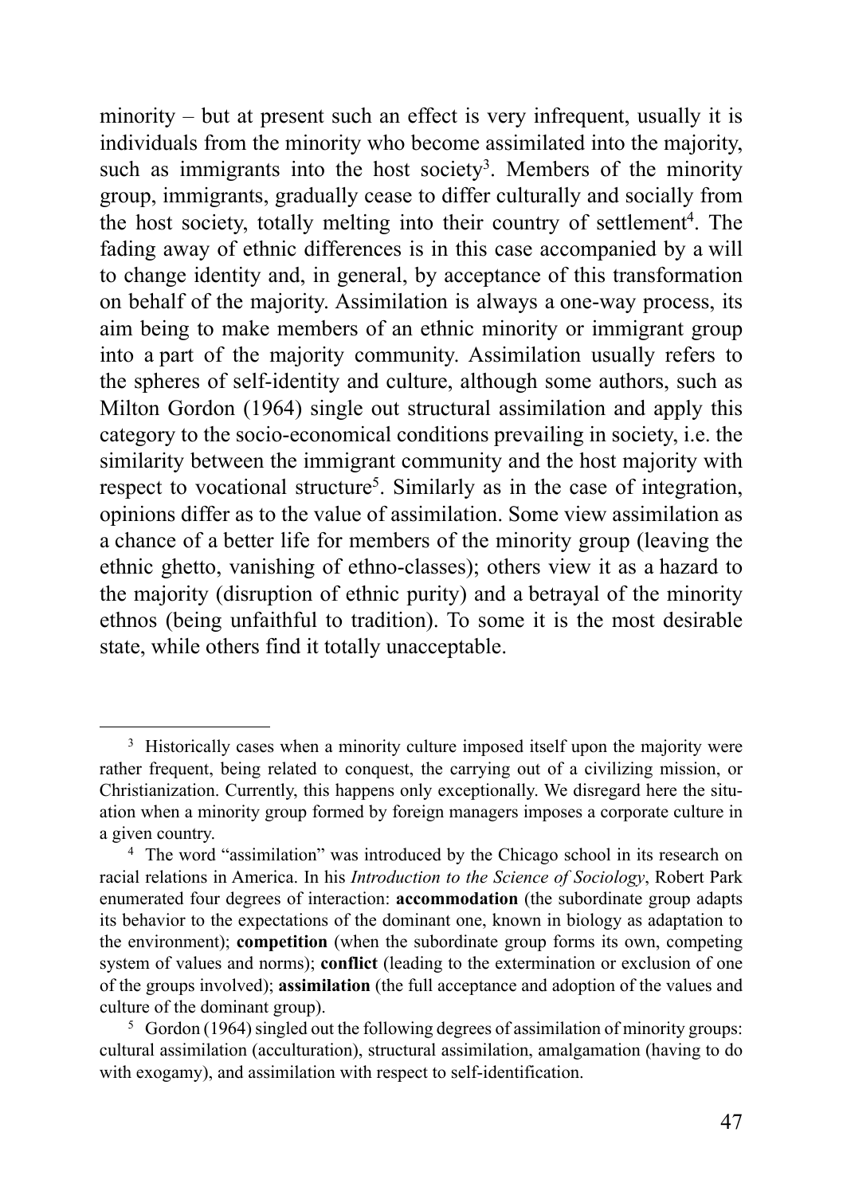minority – but at present such an effect is very infrequent, usually it is individuals from the minority who become assimilated into the majority, such as immigrants into the host society[3]. Members of the minority group, immigrants, gradually cease to differ culturally and socially from the host society, totally melting into their country of settlement[4]. The fading away of ethnic differences is in this case accompanied by a will to change identity and, in general, by acceptance of this transformation on behalf of the majority. Assimilation is always a one-way process, its aim being to make members of an ethnic minority or immigrant group into a part of the majority community. Assimilation usually refers to the spheres of self-identity and culture, although some authors, such as Milton Gordon (1964) single out structural assimilation and apply this category to the socio-economical conditions prevailing in society, i.e. the similarity between the immigrant community and the host majority with respect to vocational structure[5]. Similarly as in the case of integration, opinions differ as to the value of assimilation. Some view assimilation as a chance of a better life for members of the minority group (leaving the ethnic ghetto, vanishing of ethno-classes); others view it as a hazard to the majority (disruption of ethnic purity) and a betrayal of the minority ethnos (being unfaithful to tradition). To some it is the most desirable state, while others find it totally unacceptable.

---

[3] Historically cases when a minority culture imposed itself upon the majority were rather frequent, being related to conquest, the carrying out of a civilizing mission, or Christianization. Currently, this happens only exceptionally. We disregard here the situation when a minority group formed by foreign managers imposes a corporate culture in a given country.

[4] The word "assimilation" was introduced by the Chicago school in its research on racial relations in America. In his *Introduction to the Science of Sociology*, Robert Park enumerated four degrees of interaction: **accommodation** (the subordinate group adapts its behavior to the expectations of the dominant one, known in biology as adaptation to the environment); **competition** (when the subordinate group forms its own, competing system of values and norms); **conflict** (leading to the extermination or exclusion of one of the groups involved); **assimilation** (the full acceptance and adoption of the values and culture of the dominant group).

[5] Gordon (1964) singled out the following degrees of assimilation of minority groups: cultural assimilation (acculturation), structural assimilation, amalgamation (having to do with exogamy), and assimilation with respect to self-identification.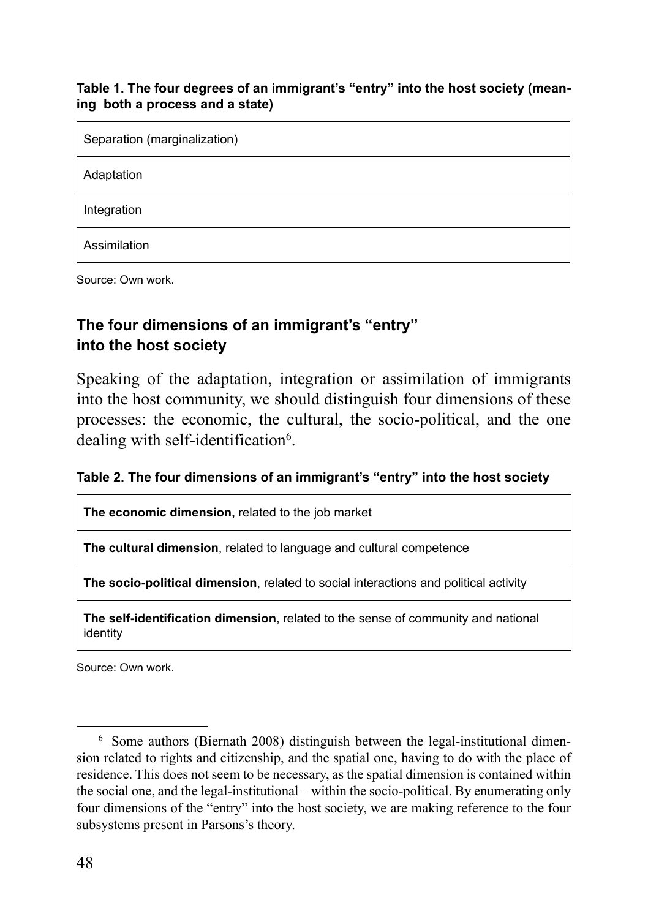**Table 1. The four degrees of an immigrant's "entry" into the host society (meaning both a process and a state)**

| Separation (marginalization) |
|---|
| Adaptation |
| Integration |
| Assimilation |

Source: Own work.

## The four dimensions of an immigrant's "entry" into the host society

Speaking of the adaptation, integration or assimilation of immigrants into the host community, we should distinguish four dimensions of these processes: the economic, the cultural, the socio-political, and the one dealing with self-identification[6].

**Table 2. The four dimensions of an immigrant's "entry" into the host society**

| **The economic dimension,** related to the job market |
|---|
| **The cultural dimension**, related to language and cultural competence |
| **The socio-political dimension**, related to social interactions and political activity |
| **The self-identification dimension**, related to the sense of community and national identity |

Source: Own work.

---

[6] Some authors (Biernath 2008) distinguish between the legal-institutional dimension related to rights and citizenship, and the spatial one, having to do with the place of residence. This does not seem to be necessary, as the spatial dimension is contained within the social one, and the legal-institutional – within the socio-political. By enumerating only four dimensions of the "entry" into the host society, we are making reference to the four subsystems present in Parsons's theory.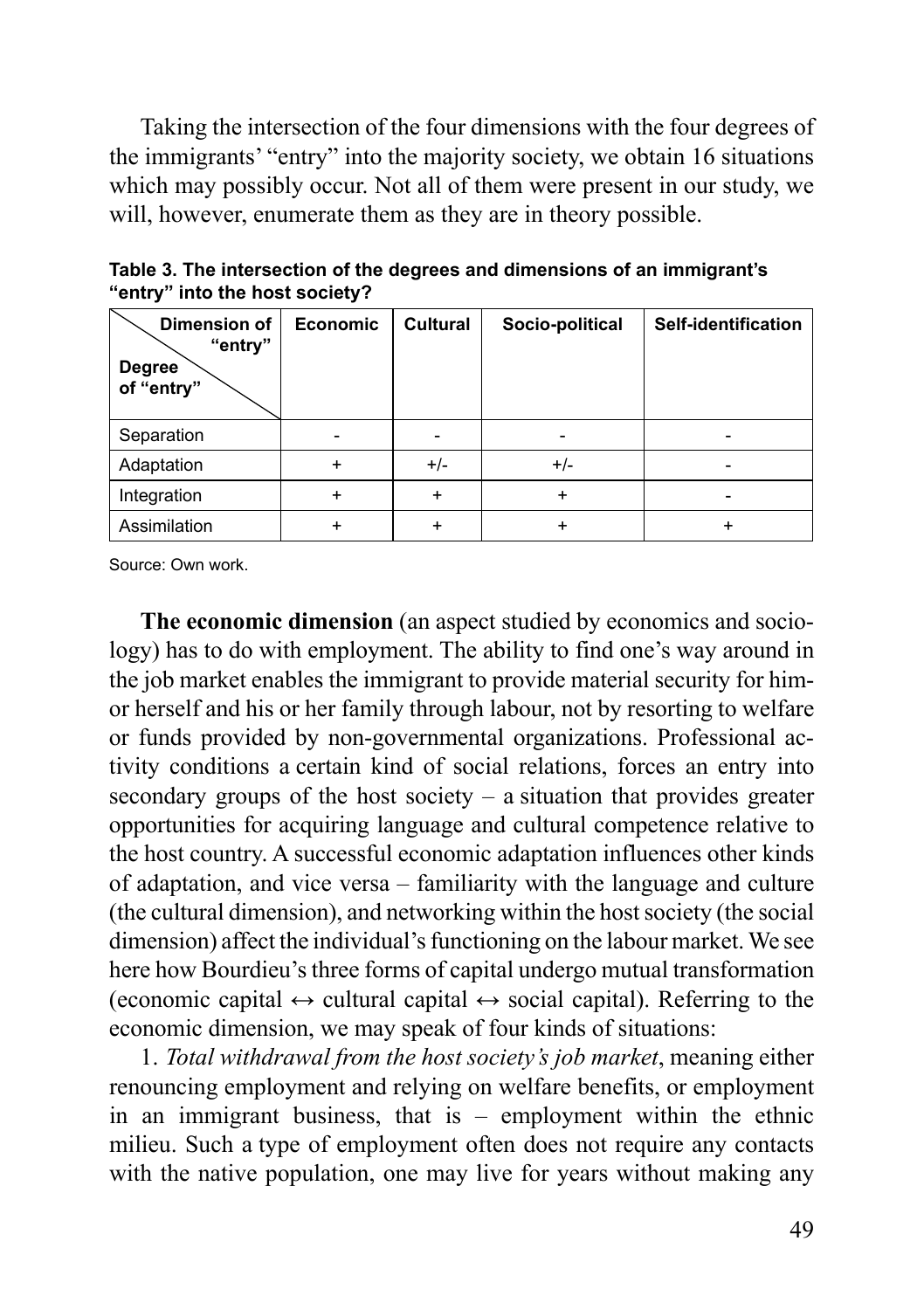Taking the intersection of the four dimensions with the four degrees of the immigrants' "entry" into the majority society, we obtain 16 situations which may possibly occur. Not all of them were present in our study, we will, however, enumerate them as they are in theory possible.

**Table 3. The intersection of the degrees and dimensions of an immigrant's "entry" into the host society?**

| Degree of "entry" \ Dimension of "entry" | Economic | Cultural | Socio-political | Self-identification |
|---|---|---|---|---|
| Separation | - | - | - | - |
| Adaptation | + | +/- | +/- | - |
| Integration | + | + | + | - |
| Assimilation | + | + | + | + |

Source: Own work.

**The economic dimension** (an aspect studied by economics and sociology) has to do with employment. The ability to find one's way around in the job market enables the immigrant to provide material security for him- or herself and his or her family through labour, not by resorting to welfare or funds provided by non-governmental organizations. Professional activity conditions a certain kind of social relations, forces an entry into secondary groups of the host society – a situation that provides greater opportunities for acquiring language and cultural competence relative to the host country. A successful economic adaptation influences other kinds of adaptation, and vice versa – familiarity with the language and culture (the cultural dimension), and networking within the host society (the social dimension) affect the individual's functioning on the labour market. We see here how Bourdieu's three forms of capital undergo mutual transformation (economic capital ↔ cultural capital ↔ social capital). Referring to the economic dimension, we may speak of four kinds of situations:

1. *Total withdrawal from the host society's job market*, meaning either renouncing employment and relying on welfare benefits, or employment in an immigrant business, that is – employment within the ethnic milieu. Such a type of employment often does not require any contacts with the native population, one may live for years without making any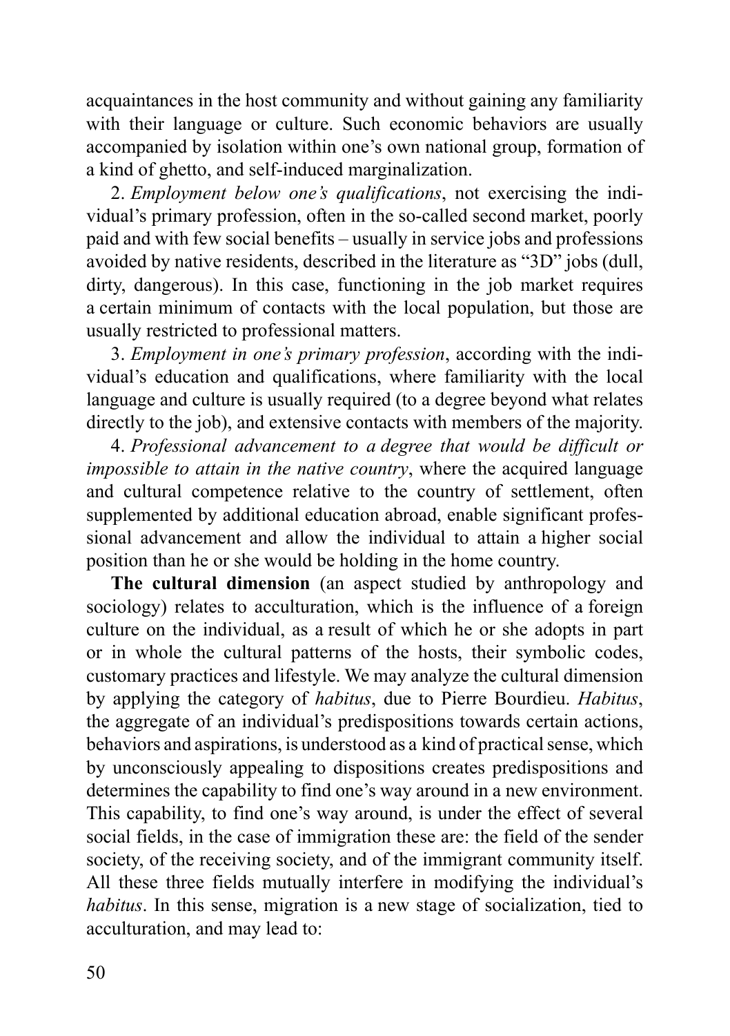acquaintances in the host community and without gaining any familiarity with their language or culture. Such economic behaviors are usually accompanied by isolation within one's own national group, formation of a kind of ghetto, and self-induced marginalization.

2. *Employment below one's qualifications*, not exercising the individual's primary profession, often in the so-called second market, poorly paid and with few social benefits – usually in service jobs and professions avoided by native residents, described in the literature as "3D" jobs (dull, dirty, dangerous). In this case, functioning in the job market requires a certain minimum of contacts with the local population, but those are usually restricted to professional matters.

3. *Employment in one's primary profession*, according with the individual's education and qualifications, where familiarity with the local language and culture is usually required (to a degree beyond what relates directly to the job), and extensive contacts with members of the majority.

4. *Professional advancement to a degree that would be difficult or impossible to attain in the native country*, where the acquired language and cultural competence relative to the country of settlement, often supplemented by additional education abroad, enable significant professional advancement and allow the individual to attain a higher social position than he or she would be holding in the home country.

**The cultural dimension** (an aspect studied by anthropology and sociology) relates to acculturation, which is the influence of a foreign culture on the individual, as a result of which he or she adopts in part or in whole the cultural patterns of the hosts, their symbolic codes, customary practices and lifestyle. We may analyze the cultural dimension by applying the category of *habitus*, due to Pierre Bourdieu. *Habitus*, the aggregate of an individual's predispositions towards certain actions, behaviors and aspirations, is understood as a kind of practical sense, which by unconsciously appealing to dispositions creates predispositions and determines the capability to find one's way around in a new environment. This capability, to find one's way around, is under the effect of several social fields, in the case of immigration these are: the field of the sender society, of the receiving society, and of the immigrant community itself. All these three fields mutually interfere in modifying the individual's *habitus*. In this sense, migration is a new stage of socialization, tied to acculturation, and may lead to: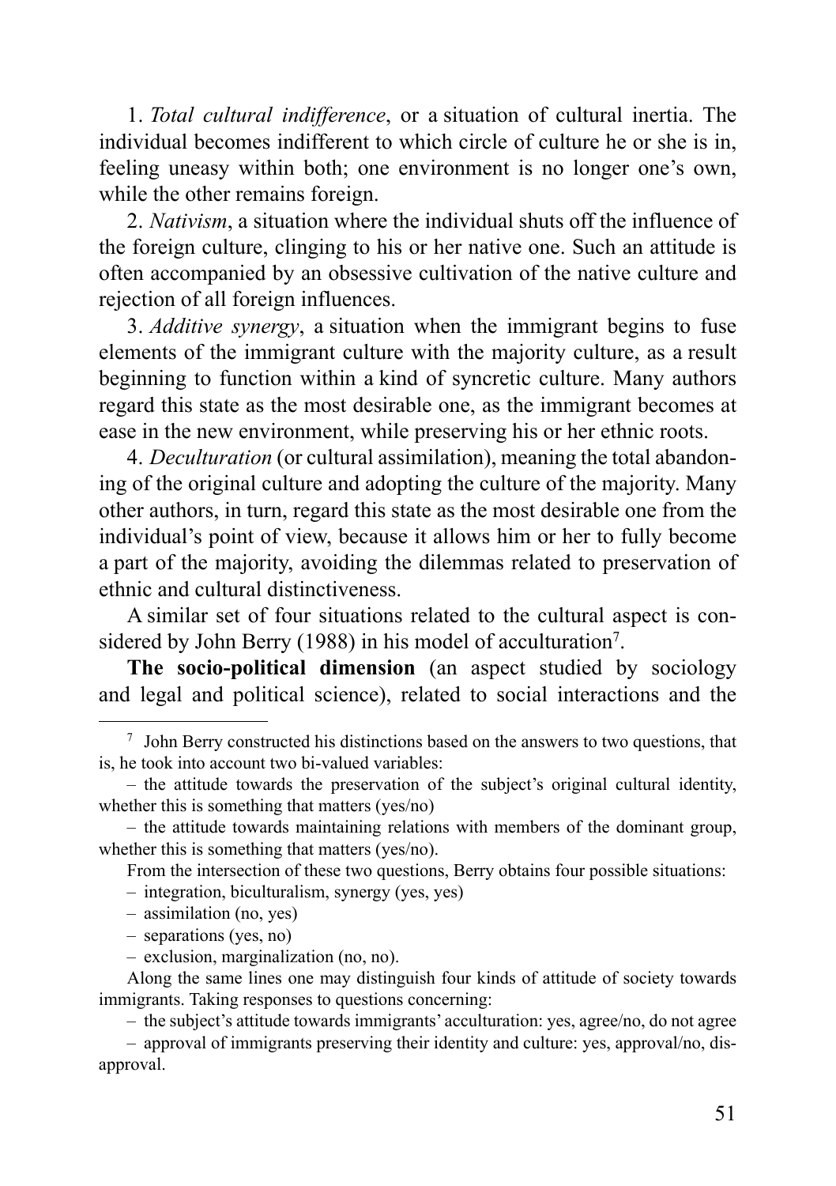1. *Total cultural indifference*, or a situation of cultural inertia. The individual becomes indifferent to which circle of culture he or she is in, feeling uneasy within both; one environment is no longer one's own, while the other remains foreign.

2. *Nativism*, a situation where the individual shuts off the influence of the foreign culture, clinging to his or her native one. Such an attitude is often accompanied by an obsessive cultivation of the native culture and rejection of all foreign influences.

3. *Additive synergy*, a situation when the immigrant begins to fuse elements of the immigrant culture with the majority culture, as a result beginning to function within a kind of syncretic culture. Many authors regard this state as the most desirable one, as the immigrant becomes at ease in the new environment, while preserving his or her ethnic roots.

4. *Deculturation* (or cultural assimilation), meaning the total abandoning of the original culture and adopting the culture of the majority. Many other authors, in turn, regard this state as the most desirable one from the individual's point of view, because it allows him or her to fully become a part of the majority, avoiding the dilemmas related to preservation of ethnic and cultural distinctiveness.

A similar set of four situations related to the cultural aspect is considered by John Berry (1988) in his model of acculturation[7].

**The socio-political dimension** (an aspect studied by sociology and legal and political science), related to social interactions and the

---

[7] John Berry constructed his distinctions based on the answers to two questions, that is, he took into account two bi-valued variables:

– the attitude towards the preservation of the subject's original cultural identity, whether this is something that matters (yes/no)

– the attitude towards maintaining relations with members of the dominant group, whether this is something that matters (yes/no).

From the intersection of these two questions, Berry obtains four possible situations:

– integration, biculturalism, synergy (yes, yes)

– assimilation (no, yes)

– separations (yes, no)

– exclusion, marginalization (no, no).

Along the same lines one may distinguish four kinds of attitude of society towards immigrants. Taking responses to questions concerning:

– the subject's attitude towards immigrants' acculturation: yes, agree/no, do not agree

– approval of immigrants preserving their identity and culture: yes, approval/no, disapproval.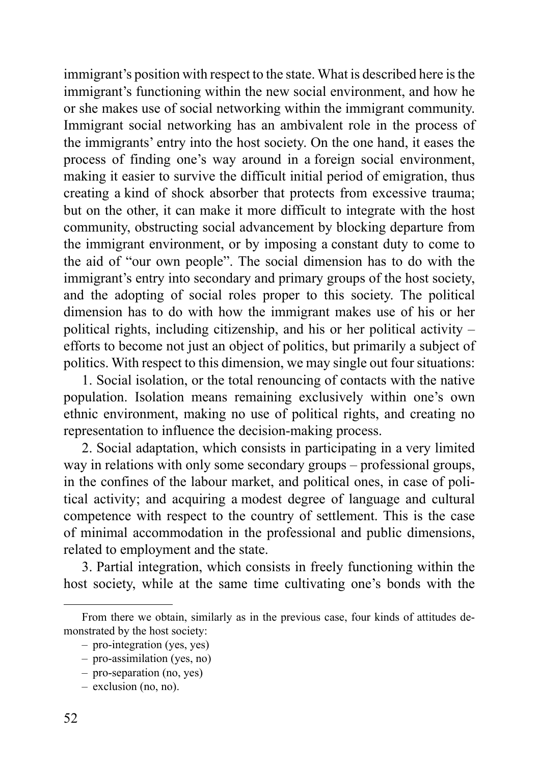immigrant's position with respect to the state. What is described here is the immigrant's functioning within the new social environment, and how he or she makes use of social networking within the immigrant community. Immigrant social networking has an ambivalent role in the process of the immigrants' entry into the host society. On the one hand, it eases the process of finding one's way around in a foreign social environment, making it easier to survive the difficult initial period of emigration, thus creating a kind of shock absorber that protects from excessive trauma; but on the other, it can make it more difficult to integrate with the host community, obstructing social advancement by blocking departure from the immigrant environment, or by imposing a constant duty to come to the aid of "our own people". The social dimension has to do with the immigrant's entry into secondary and primary groups of the host society, and the adopting of social roles proper to this society. The political dimension has to do with how the immigrant makes use of his or her political rights, including citizenship, and his or her political activity – efforts to become not just an object of politics, but primarily a subject of politics. With respect to this dimension, we may single out four situations:

1. Social isolation, or the total renouncing of contacts with the native population. Isolation means remaining exclusively within one's own ethnic environment, making no use of political rights, and creating no representation to influence the decision-making process.

2. Social adaptation, which consists in participating in a very limited way in relations with only some secondary groups – professional groups, in the confines of the labour market, and political ones, in case of political activity; and acquiring a modest degree of language and cultural competence with respect to the country of settlement. This is the case of minimal accommodation in the professional and public dimensions, related to employment and the state.

3. Partial integration, which consists in freely functioning within the host society, while at the same time cultivating one's bonds with the

---

From there we obtain, similarly as in the previous case, four kinds of attitudes demonstrated by the host society:

- pro-integration (yes, yes)
- pro-assimilation (yes, no)
- pro-separation (no, yes)
- exclusion (no, no).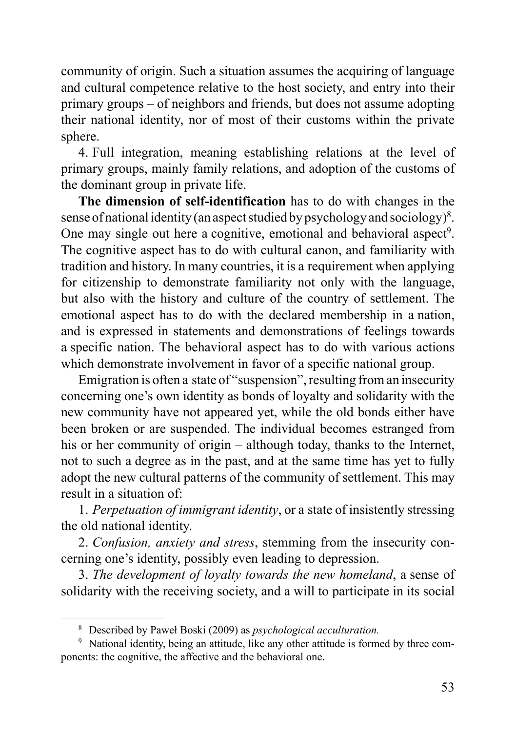community of origin. Such a situation assumes the acquiring of language and cultural competence relative to the host society, and entry into their primary groups – of neighbors and friends, but does not assume adopting their national identity, nor of most of their customs within the private sphere.

4. Full integration, meaning establishing relations at the level of primary groups, mainly family relations, and adoption of the customs of the dominant group in private life.

**The dimension of self-identification** has to do with changes in the sense of national identity (an aspect studied by psychology and sociology)[8]. One may single out here a cognitive, emotional and behavioral aspect[9]. The cognitive aspect has to do with cultural canon, and familiarity with tradition and history. In many countries, it is a requirement when applying for citizenship to demonstrate familiarity not only with the language, but also with the history and culture of the country of settlement. The emotional aspect has to do with the declared membership in a nation, and is expressed in statements and demonstrations of feelings towards a specific nation. The behavioral aspect has to do with various actions which demonstrate involvement in favor of a specific national group.

Emigration is often a state of "suspension", resulting from an insecurity concerning one's own identity as bonds of loyalty and solidarity with the new community have not appeared yet, while the old bonds either have been broken or are suspended. The individual becomes estranged from his or her community of origin – although today, thanks to the Internet, not to such a degree as in the past, and at the same time has yet to fully adopt the new cultural patterns of the community of settlement. This may result in a situation of:

1. *Perpetuation of immigrant identity*, or a state of insistently stressing the old national identity.

2. *Confusion, anxiety and stress*, stemming from the insecurity concerning one's identity, possibly even leading to depression.

3. *The development of loyalty towards the new homeland*, a sense of solidarity with the receiving society, and a will to participate in its social

---

[8] Described by Paweł Boski (2009) as *psychological acculturation.*

[9] National identity, being an attitude, like any other attitude is formed by three components: the cognitive, the affective and the behavioral one.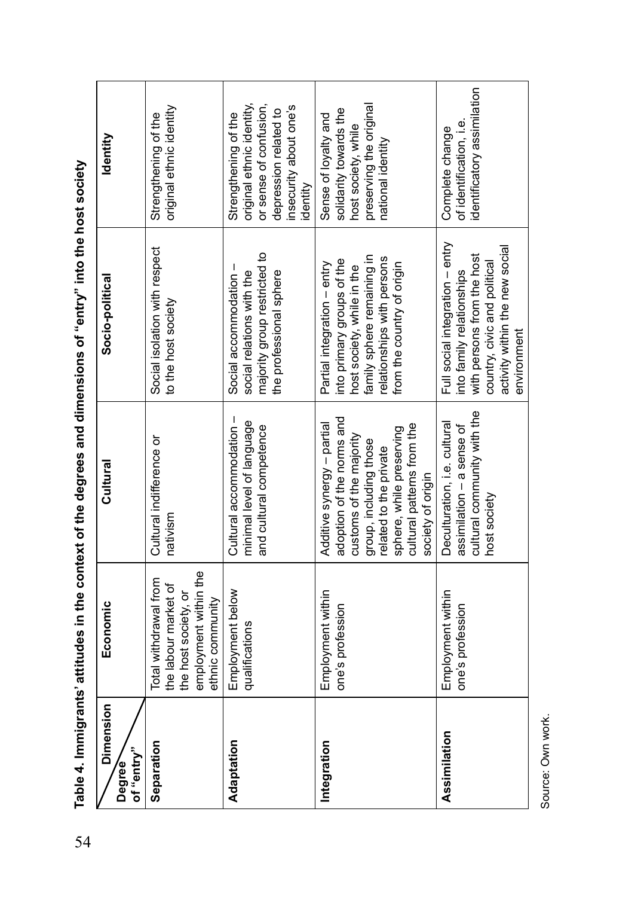**Table 4. Immigrants' attitudes in the context of the degrees and dimensions of "entry" into the host society**

| Degree of "entry" / Dimension | Economic | Cultural | Socio-political | Identity |
|---|---|---|---|---|
| **Separation** | Total withdrawal from the labour market of the host society, or employment within the ethnic community | Cultural indifference or nativism | Social isolation with respect to the host society | Strengthening of the original ethnic identity |
| **Adaptation** | Employment below qualifications | Cultural accommodation – minimal level of language and cultural competence | Social accommodation – social relations with the majority group restricted to the professional sphere | Strengthening of the original ethnic identity, or sense of confusion, depression related to insecurity about one's identity |
| **Integration** | Employment within one's profession | Additive synergy – partial adoption of the norms and customs of the majority group, including those related to the private sphere, while preserving cultural patterns from the society of origin | Partial integration – entry into primary groups of the host society, while in the family sphere remaining in relationships with persons from the country of origin | Sense of loyalty and solidarity towards the host society, while preserving the original national identity |
| **Assimilation** | Employment within one's profession | Deculturation, i.e. cultural assimilation – a sense of cultural community with the host society | Full social integration – entry into family relationships with persons from the host country, civic and political activity within the new social environment | Complete change of identification, i.e. identificatory assimilation |

Source: Own work.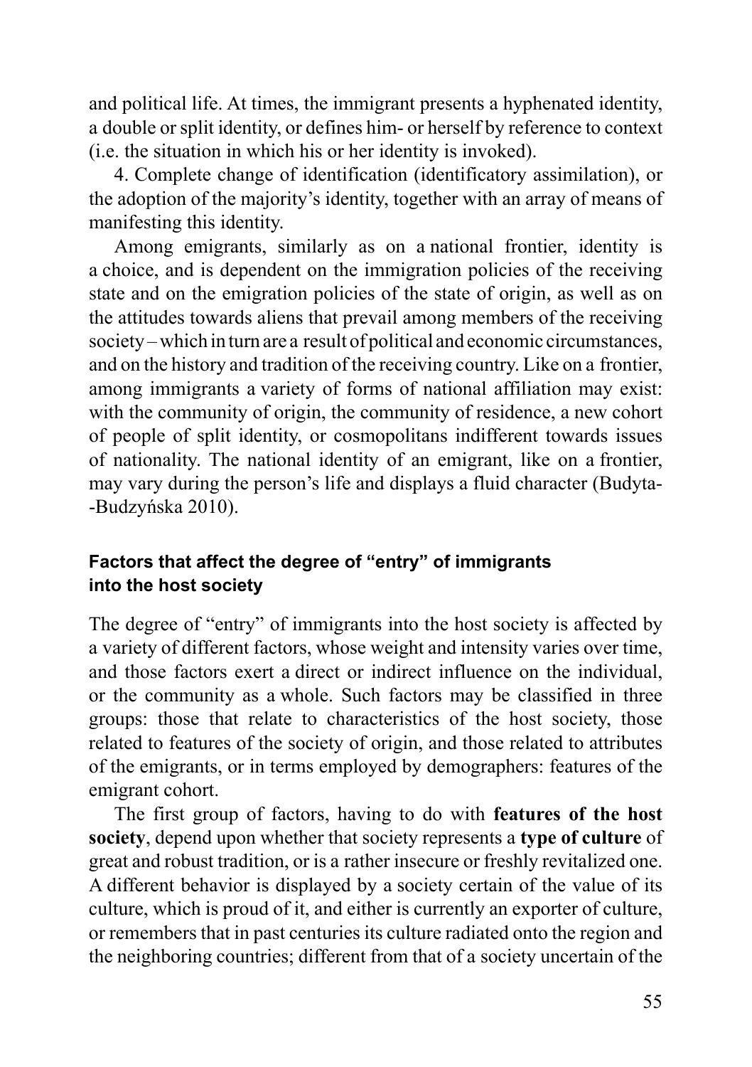and political life. At times, the immigrant presents a hyphenated identity, a double or split identity, or defines him- or herself by reference to context (i.e. the situation in which his or her identity is invoked).

4. Complete change of identification (identificatory assimilation), or the adoption of the majority's identity, together with an array of means of manifesting this identity.

Among emigrants, similarly as on a national frontier, identity is a choice, and is dependent on the immigration policies of the receiving state and on the emigration policies of the state of origin, as well as on the attitudes towards aliens that prevail among members of the receiving society – which in turn are a result of political and economic circumstances, and on the history and tradition of the receiving country. Like on a frontier, among immigrants a variety of forms of national affiliation may exist: with the community of origin, the community of residence, a new cohort of people of split identity, or cosmopolitans indifferent towards issues of nationality. The national identity of an emigrant, like on a frontier, may vary during the person's life and displays a fluid character (Budyta-Budzyńska 2010).

### Factors that affect the degree of "entry" of immigrants into the host society

The degree of "entry" of immigrants into the host society is affected by a variety of different factors, whose weight and intensity varies over time, and those factors exert a direct or indirect influence on the individual, or the community as a whole. Such factors may be classified in three groups: those that relate to characteristics of the host society, those related to features of the society of origin, and those related to attributes of the emigrants, or in terms employed by demographers: features of the emigrant cohort.

The first group of factors, having to do with **features of the host society**, depend upon whether that society represents a **type of culture** of great and robust tradition, or is a rather insecure or freshly revitalized one. A different behavior is displayed by a society certain of the value of its culture, which is proud of it, and either is currently an exporter of culture, or remembers that in past centuries its culture radiated onto the region and the neighboring countries; different from that of a society uncertain of the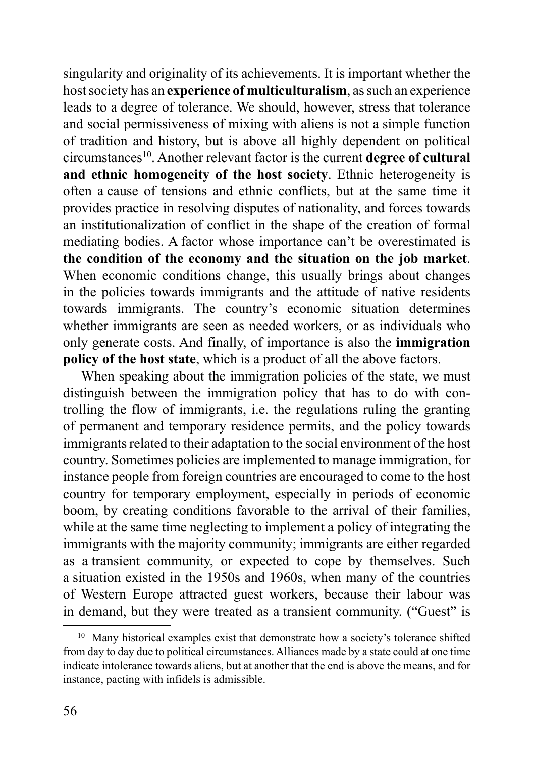singularity and originality of its achievements. It is important whether the host society has an **experience of multiculturalism**, as such an experience leads to a degree of tolerance. We should, however, stress that tolerance and social permissiveness of mixing with aliens is not a simple function of tradition and history, but is above all highly dependent on political circumstances[10]. Another relevant factor is the current **degree of cultural and ethnic homogeneity of the host society**. Ethnic heterogeneity is often a cause of tensions and ethnic conflicts, but at the same time it provides practice in resolving disputes of nationality, and forces towards an institutionalization of conflict in the shape of the creation of formal mediating bodies. A factor whose importance can't be overestimated is **the condition of the economy and the situation on the job market**. When economic conditions change, this usually brings about changes in the policies towards immigrants and the attitude of native residents towards immigrants. The country's economic situation determines whether immigrants are seen as needed workers, or as individuals who only generate costs. And finally, of importance is also the **immigration policy of the host state**, which is a product of all the above factors.

When speaking about the immigration policies of the state, we must distinguish between the immigration policy that has to do with controlling the flow of immigrants, i.e. the regulations ruling the granting of permanent and temporary residence permits, and the policy towards immigrants related to their adaptation to the social environment of the host country. Sometimes policies are implemented to manage immigration, for instance people from foreign countries are encouraged to come to the host country for temporary employment, especially in periods of economic boom, by creating conditions favorable to the arrival of their families, while at the same time neglecting to implement a policy of integrating the immigrants with the majority community; immigrants are either regarded as a transient community, or expected to cope by themselves. Such a situation existed in the 1950s and 1960s, when many of the countries of Western Europe attracted guest workers, because their labour was in demand, but they were treated as a transient community. ("Guest" is

[10] Many historical examples exist that demonstrate how a society's tolerance shifted from day to day due to political circumstances. Alliances made by a state could at one time indicate intolerance towards aliens, but at another that the end is above the means, and for instance, pacting with infidels is admissible.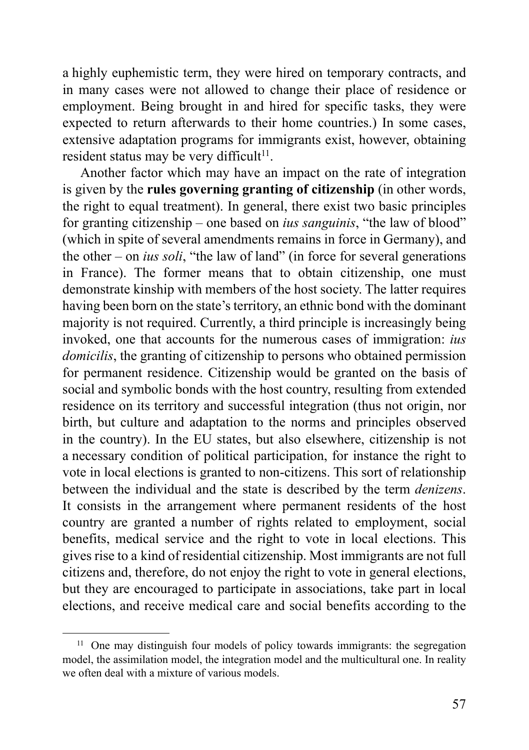a highly euphemistic term, they were hired on temporary contracts, and in many cases were not allowed to change their place of residence or employment. Being brought in and hired for specific tasks, they were expected to return afterwards to their home countries.) In some cases, extensive adaptation programs for immigrants exist, however, obtaining resident status may be very difficult[11].

Another factor which may have an impact on the rate of integration is given by the **rules governing granting of citizenship** (in other words, the right to equal treatment). In general, there exist two basic principles for granting citizenship – one based on *ius sanguinis*, "the law of blood" (which in spite of several amendments remains in force in Germany), and the other – on *ius soli*, "the law of land" (in force for several generations in France). The former means that to obtain citizenship, one must demonstrate kinship with members of the host society. The latter requires having been born on the state's territory, an ethnic bond with the dominant majority is not required. Currently, a third principle is increasingly being invoked, one that accounts for the numerous cases of immigration: *ius domicilis*, the granting of citizenship to persons who obtained permission for permanent residence. Citizenship would be granted on the basis of social and symbolic bonds with the host country, resulting from extended residence on its territory and successful integration (thus not origin, nor birth, but culture and adaptation to the norms and principles observed in the country). In the EU states, but also elsewhere, citizenship is not a necessary condition of political participation, for instance the right to vote in local elections is granted to non-citizens. This sort of relationship between the individual and the state is described by the term *denizens*. It consists in the arrangement where permanent residents of the host country are granted a number of rights related to employment, social benefits, medical service and the right to vote in local elections. This gives rise to a kind of residential citizenship. Most immigrants are not full citizens and, therefore, do not enjoy the right to vote in general elections, but they are encouraged to participate in associations, take part in local elections, and receive medical care and social benefits according to the

[11] One may distinguish four models of policy towards immigrants: the segregation model, the assimilation model, the integration model and the multicultural one. In reality we often deal with a mixture of various models.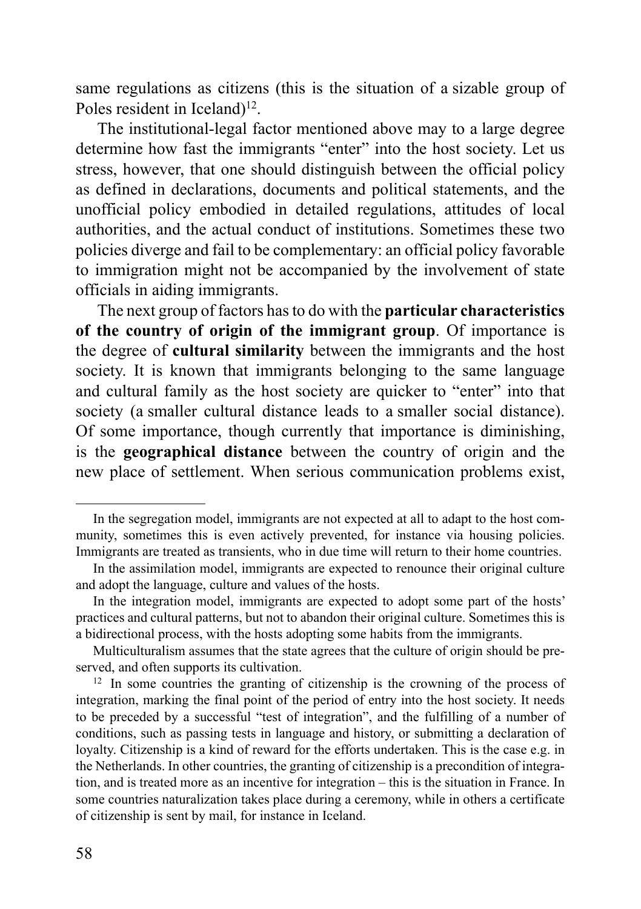same regulations as citizens (this is the situation of a sizable group of Poles resident in Iceland)[12].

The institutional-legal factor mentioned above may to a large degree determine how fast the immigrants "enter" into the host society. Let us stress, however, that one should distinguish between the official policy as defined in declarations, documents and political statements, and the unofficial policy embodied in detailed regulations, attitudes of local authorities, and the actual conduct of institutions. Sometimes these two policies diverge and fail to be complementary: an official policy favorable to immigration might not be accompanied by the involvement of state officials in aiding immigrants.

The next group of factors has to do with the **particular characteristics of the country of origin of the immigrant group**. Of importance is the degree of **cultural similarity** between the immigrants and the host society. It is known that immigrants belonging to the same language and cultural family as the host society are quicker to "enter" into that society (a smaller cultural distance leads to a smaller social distance). Of some importance, though currently that importance is diminishing, is the **geographical distance** between the country of origin and the new place of settlement. When serious communication problems exist,

---

In the segregation model, immigrants are not expected at all to adapt to the host community, sometimes this is even actively prevented, for instance via housing policies. Immigrants are treated as transients, who in due time will return to their home countries.

In the assimilation model, immigrants are expected to renounce their original culture and adopt the language, culture and values of the hosts.

In the integration model, immigrants are expected to adopt some part of the hosts' practices and cultural patterns, but not to abandon their original culture. Sometimes this is a bidirectional process, with the hosts adopting some habits from the immigrants.

Multiculturalism assumes that the state agrees that the culture of origin should be preserved, and often supports its cultivation.

[12] In some countries the granting of citizenship is the crowning of the process of integration, marking the final point of the period of entry into the host society. It needs to be preceded by a successful "test of integration", and the fulfilling of a number of conditions, such as passing tests in language and history, or submitting a declaration of loyalty. Citizenship is a kind of reward for the efforts undertaken. This is the case e.g. in the Netherlands. In other countries, the granting of citizenship is a precondition of integration, and is treated more as an incentive for integration – this is the situation in France. In some countries naturalization takes place during a ceremony, while in others a certificate of citizenship is sent by mail, for instance in Iceland.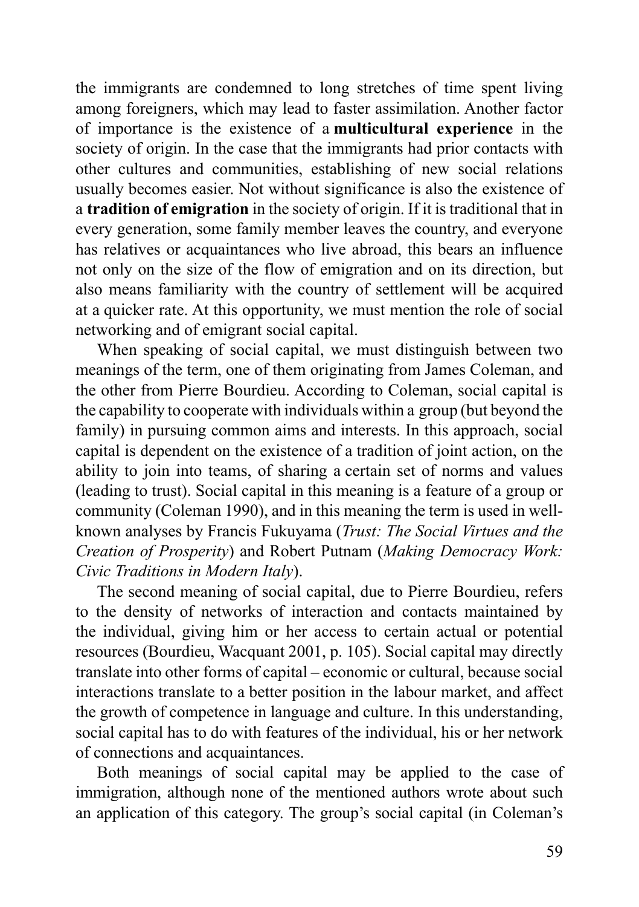the immigrants are condemned to long stretches of time spent living among foreigners, which may lead to faster assimilation. Another factor of importance is the existence of a **multicultural experience** in the society of origin. In the case that the immigrants had prior contacts with other cultures and communities, establishing of new social relations usually becomes easier. Not without significance is also the existence of a **tradition of emigration** in the society of origin. If it is traditional that in every generation, some family member leaves the country, and everyone has relatives or acquaintances who live abroad, this bears an influence not only on the size of the flow of emigration and on its direction, but also means familiarity with the country of settlement will be acquired at a quicker rate. At this opportunity, we must mention the role of social networking and of emigrant social capital.

When speaking of social capital, we must distinguish between two meanings of the term, one of them originating from James Coleman, and the other from Pierre Bourdieu. According to Coleman, social capital is the capability to cooperate with individuals within a group (but beyond the family) in pursuing common aims and interests. In this approach, social capital is dependent on the existence of a tradition of joint action, on the ability to join into teams, of sharing a certain set of norms and values (leading to trust). Social capital in this meaning is a feature of a group or community (Coleman 1990), and in this meaning the term is used in well-known analyses by Francis Fukuyama (*Trust: The Social Virtues and the Creation of Prosperity*) and Robert Putnam (*Making Democracy Work: Civic Traditions in Modern Italy*).

The second meaning of social capital, due to Pierre Bourdieu, refers to the density of networks of interaction and contacts maintained by the individual, giving him or her access to certain actual or potential resources (Bourdieu, Wacquant 2001, p. 105). Social capital may directly translate into other forms of capital – economic or cultural, because social interactions translate to a better position in the labour market, and affect the growth of competence in language and culture. In this understanding, social capital has to do with features of the individual, his or her network of connections and acquaintances.

Both meanings of social capital may be applied to the case of immigration, although none of the mentioned authors wrote about such an application of this category. The group's social capital (in Coleman's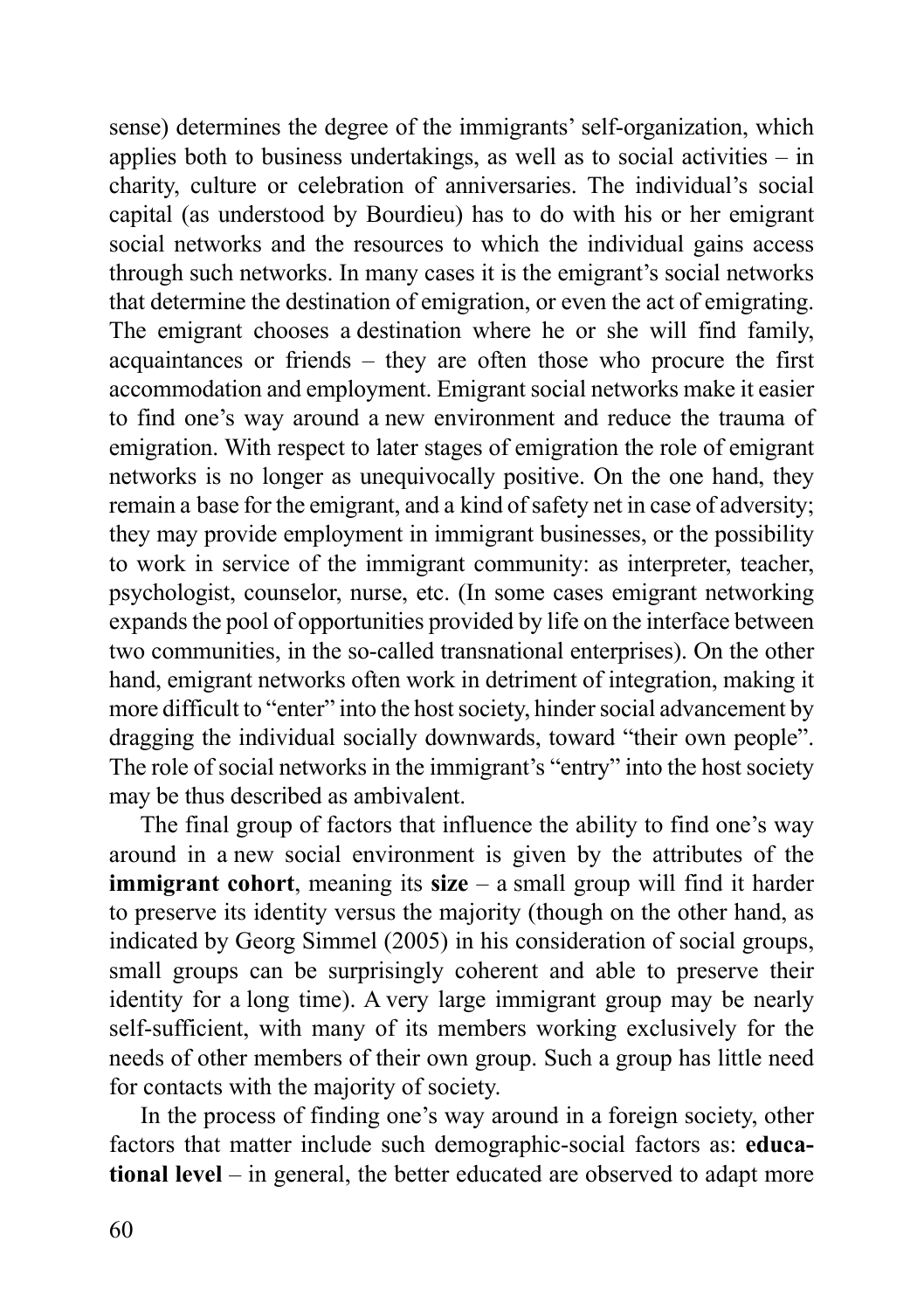sense) determines the degree of the immigrants' self-organization, which applies both to business undertakings, as well as to social activities – in charity, culture or celebration of anniversaries. The individual's social capital (as understood by Bourdieu) has to do with his or her emigrant social networks and the resources to which the individual gains access through such networks. In many cases it is the emigrant's social networks that determine the destination of emigration, or even the act of emigrating. The emigrant chooses a destination where he or she will find family, acquaintances or friends – they are often those who procure the first accommodation and employment. Emigrant social networks make it easier to find one's way around a new environment and reduce the trauma of emigration. With respect to later stages of emigration the role of emigrant networks is no longer as unequivocally positive. On the one hand, they remain a base for the emigrant, and a kind of safety net in case of adversity; they may provide employment in immigrant businesses, or the possibility to work in service of the immigrant community: as interpreter, teacher, psychologist, counselor, nurse, etc. (In some cases emigrant networking expands the pool of opportunities provided by life on the interface between two communities, in the so-called transnational enterprises). On the other hand, emigrant networks often work in detriment of integration, making it more difficult to "enter" into the host society, hinder social advancement by dragging the individual socially downwards, toward "their own people". The role of social networks in the immigrant's "entry" into the host society may be thus described as ambivalent.

The final group of factors that influence the ability to find one's way around in a new social environment is given by the attributes of the **immigrant cohort**, meaning its **size** – a small group will find it harder to preserve its identity versus the majority (though on the other hand, as indicated by Georg Simmel (2005) in his consideration of social groups, small groups can be surprisingly coherent and able to preserve their identity for a long time). A very large immigrant group may be nearly self-sufficient, with many of its members working exclusively for the needs of other members of their own group. Such a group has little need for contacts with the majority of society.

In the process of finding one's way around in a foreign society, other factors that matter include such demographic-social factors as: **educational level** – in general, the better educated are observed to adapt more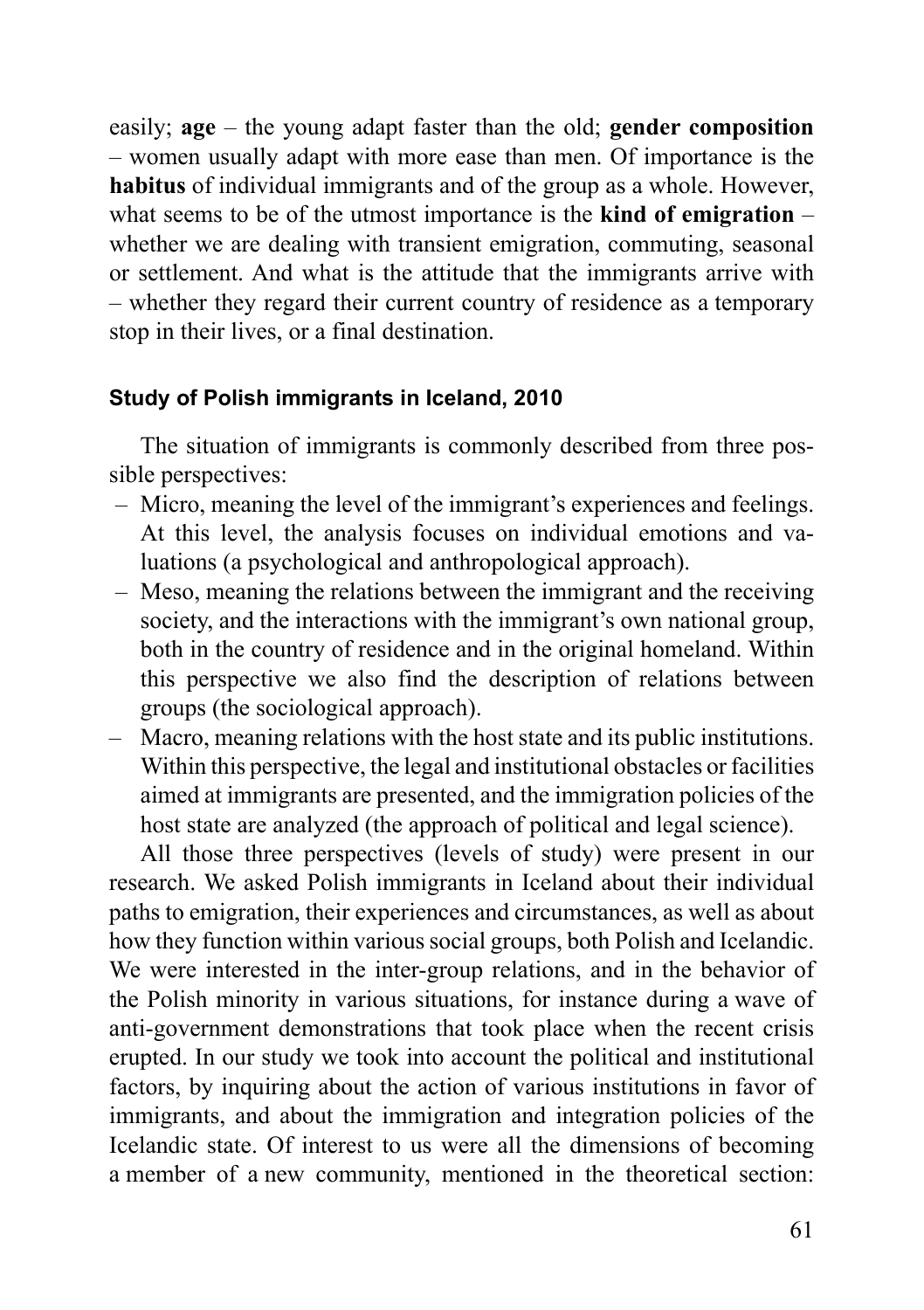easily; **age** – the young adapt faster than the old; **gender composition** – women usually adapt with more ease than men. Of importance is the **habitus** of individual immigrants and of the group as a whole. However, what seems to be of the utmost importance is the **kind of emigration** – whether we are dealing with transient emigration, commuting, seasonal or settlement. And what is the attitude that the immigrants arrive with – whether they regard their current country of residence as a temporary stop in their lives, or a final destination.

### Study of Polish immigrants in Iceland, 2010

The situation of immigrants is commonly described from three possible perspectives:

- Micro, meaning the level of the immigrant's experiences and feelings. At this level, the analysis focuses on individual emotions and valuations (a psychological and anthropological approach).
- Meso, meaning the relations between the immigrant and the receiving society, and the interactions with the immigrant's own national group, both in the country of residence and in the original homeland. Within this perspective we also find the description of relations between groups (the sociological approach).
- Macro, meaning relations with the host state and its public institutions. Within this perspective, the legal and institutional obstacles or facilities aimed at immigrants are presented, and the immigration policies of the host state are analyzed (the approach of political and legal science).

All those three perspectives (levels of study) were present in our research. We asked Polish immigrants in Iceland about their individual paths to emigration, their experiences and circumstances, as well as about how they function within various social groups, both Polish and Icelandic. We were interested in the inter-group relations, and in the behavior of the Polish minority in various situations, for instance during a wave of anti-government demonstrations that took place when the recent crisis erupted. In our study we took into account the political and institutional factors, by inquiring about the action of various institutions in favor of immigrants, and about the immigration and integration policies of the Icelandic state. Of interest to us were all the dimensions of becoming a member of a new community, mentioned in the theoretical section: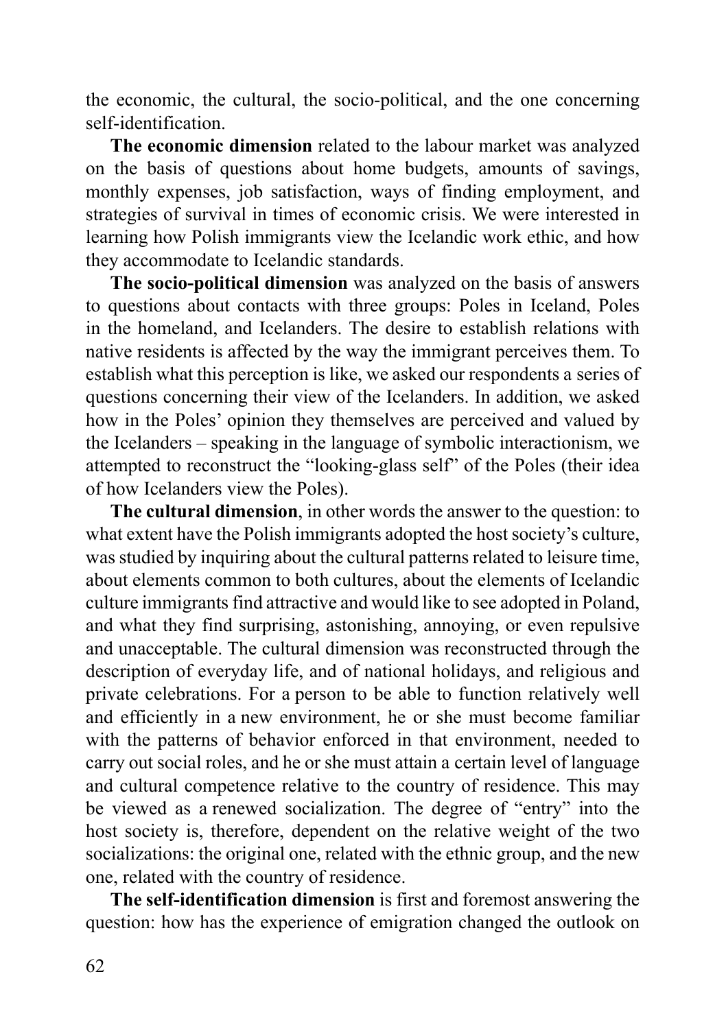the economic, the cultural, the socio-political, and the one concerning self-identification.

**The economic dimension** related to the labour market was analyzed on the basis of questions about home budgets, amounts of savings, monthly expenses, job satisfaction, ways of finding employment, and strategies of survival in times of economic crisis. We were interested in learning how Polish immigrants view the Icelandic work ethic, and how they accommodate to Icelandic standards.

**The socio-political dimension** was analyzed on the basis of answers to questions about contacts with three groups: Poles in Iceland, Poles in the homeland, and Icelanders. The desire to establish relations with native residents is affected by the way the immigrant perceives them. To establish what this perception is like, we asked our respondents a series of questions concerning their view of the Icelanders. In addition, we asked how in the Poles' opinion they themselves are perceived and valued by the Icelanders – speaking in the language of symbolic interactionism, we attempted to reconstruct the "looking-glass self" of the Poles (their idea of how Icelanders view the Poles).

**The cultural dimension**, in other words the answer to the question: to what extent have the Polish immigrants adopted the host society's culture, was studied by inquiring about the cultural patterns related to leisure time, about elements common to both cultures, about the elements of Icelandic culture immigrants find attractive and would like to see adopted in Poland, and what they find surprising, astonishing, annoying, or even repulsive and unacceptable. The cultural dimension was reconstructed through the description of everyday life, and of national holidays, and religious and private celebrations. For a person to be able to function relatively well and efficiently in a new environment, he or she must become familiar with the patterns of behavior enforced in that environment, needed to carry out social roles, and he or she must attain a certain level of language and cultural competence relative to the country of residence. This may be viewed as a renewed socialization. The degree of "entry" into the host society is, therefore, dependent on the relative weight of the two socializations: the original one, related with the ethnic group, and the new one, related with the country of residence.

**The self-identification dimension** is first and foremost answering the question: how has the experience of emigration changed the outlook on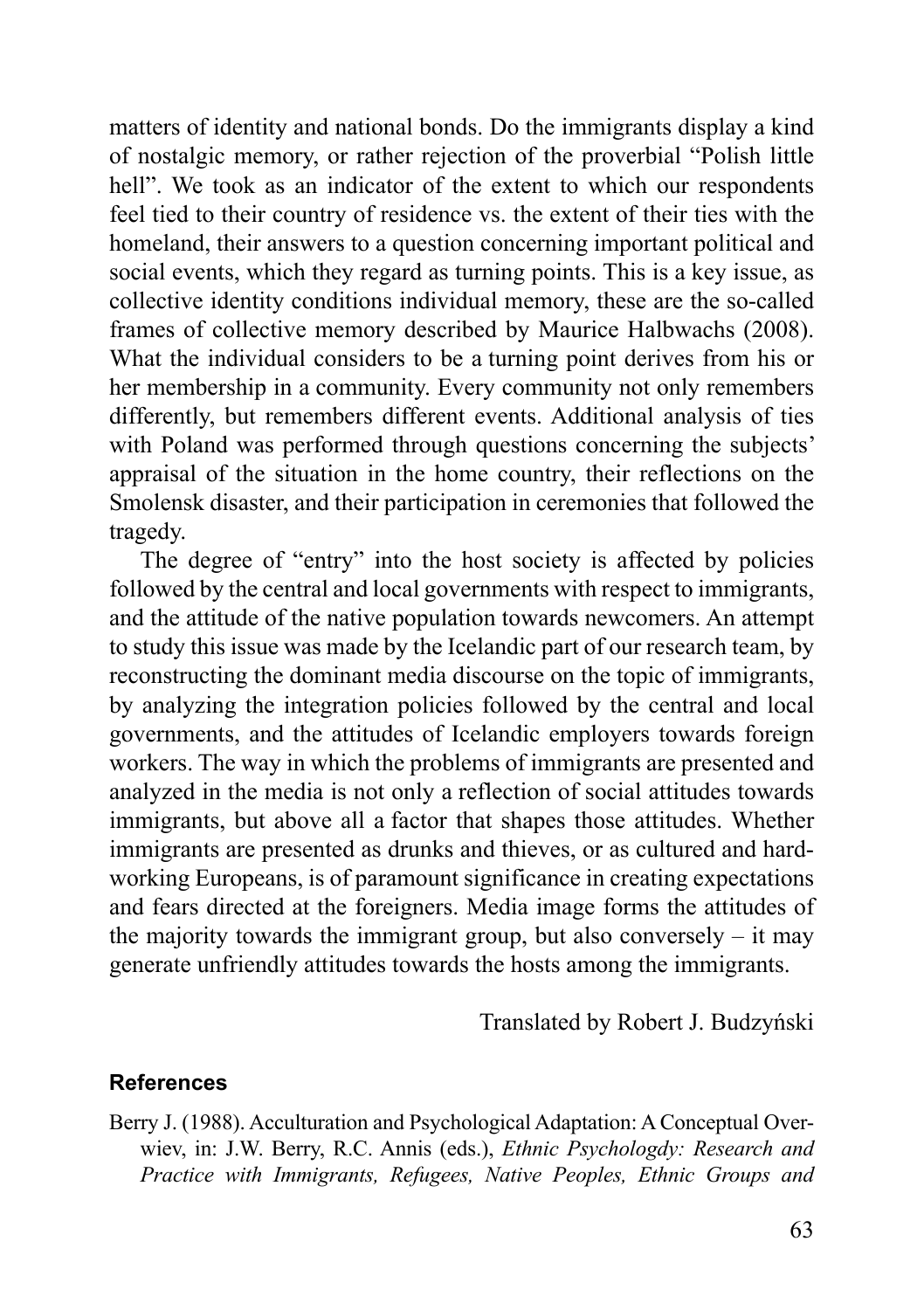matters of identity and national bonds. Do the immigrants display a kind of nostalgic memory, or rather rejection of the proverbial "Polish little hell". We took as an indicator of the extent to which our respondents feel tied to their country of residence vs. the extent of their ties with the homeland, their answers to a question concerning important political and social events, which they regard as turning points. This is a key issue, as collective identity conditions individual memory, these are the so-called frames of collective memory described by Maurice Halbwachs (2008). What the individual considers to be a turning point derives from his or her membership in a community. Every community not only remembers differently, but remembers different events. Additional analysis of ties with Poland was performed through questions concerning the subjects' appraisal of the situation in the home country, their reflections on the Smolensk disaster, and their participation in ceremonies that followed the tragedy.

The degree of "entry" into the host society is affected by policies followed by the central and local governments with respect to immigrants, and the attitude of the native population towards newcomers. An attempt to study this issue was made by the Icelandic part of our research team, by reconstructing the dominant media discourse on the topic of immigrants, by analyzing the integration policies followed by the central and local governments, and the attitudes of Icelandic employers towards foreign workers. The way in which the problems of immigrants are presented and analyzed in the media is not only a reflection of social attitudes towards immigrants, but above all a factor that shapes those attitudes. Whether immigrants are presented as drunks and thieves, or as cultured and hard-working Europeans, is of paramount significance in creating expectations and fears directed at the foreigners. Media image forms the attitudes of the majority towards the immigrant group, but also conversely – it may generate unfriendly attitudes towards the hosts among the immigrants.

Translated by Robert J. Budzyński

## References

Berry J. (1988). Acculturation and Psychological Adaptation: A Conceptual Overwiev, in: J.W. Berry, R.C. Annis (eds.), *Ethnic Psychologdy: Research and Practice with Immigrants, Refugees, Native Peoples, Ethnic Groups and*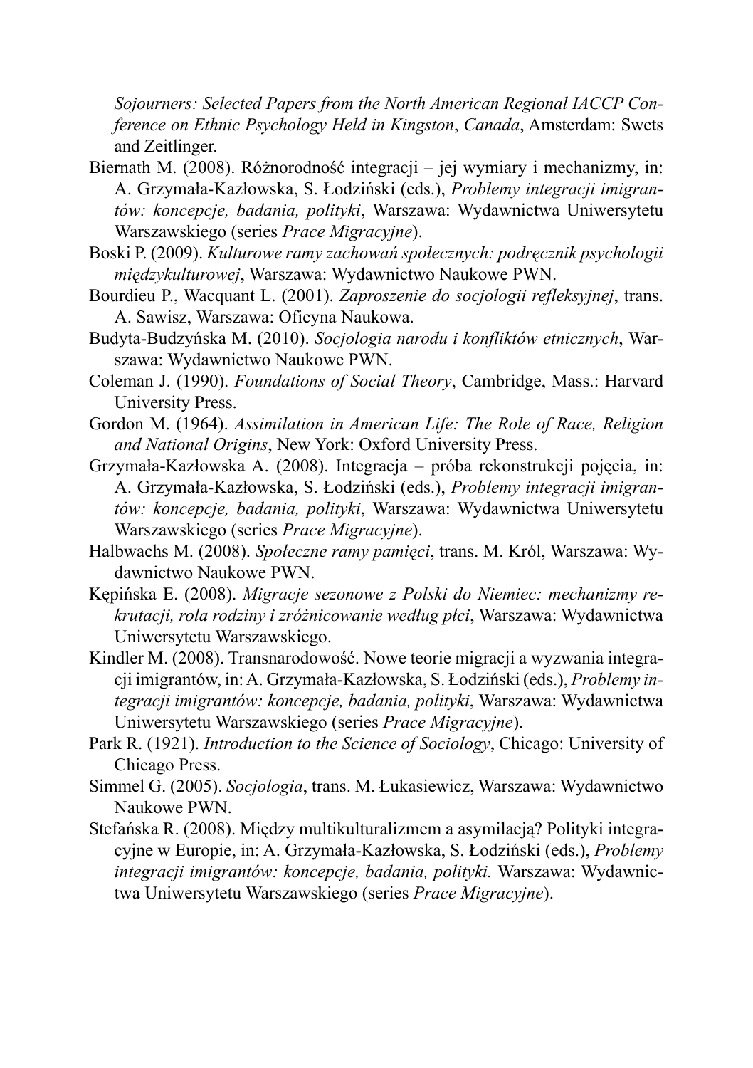*Sojourners: Selected Papers from the North American Regional IACCP Conference on Ethnic Psychology Held in Kingston*, *Canada*, Amsterdam: Swets and Zeitlinger.

Biernath M. (2008). Różnorodność integracji – jej wymiary i mechanizmy, in: A. Grzymała-Kazłowska, S. Łodziński (eds.), *Problemy integracji imigrantów: koncepcje, badania, polityki*, Warszawa: Wydawnictwa Uniwersytetu Warszawskiego (series *Prace Migracyjne*).

Boski P. (2009). *Kulturowe ramy zachowań społecznych: podręcznik psychologii międzykulturowej*, Warszawa: Wydawnictwo Naukowe PWN.

Bourdieu P., Wacquant L. (2001). *Zaproszenie do socjologii refleksyjnej*, trans. A. Sawisz, Warszawa: Oficyna Naukowa.

Budyta-Budzyńska M. (2010). *Socjologia narodu i konfliktów etnicznych*, Warszawa: Wydawnictwo Naukowe PWN.

Coleman J. (1990). *Foundations of Social Theory*, Cambridge, Mass.: Harvard University Press.

Gordon M. (1964). *Assimilation in American Life: The Role of Race, Religion and National Origins*, New York: Oxford University Press.

Grzymała-Kazłowska A. (2008). Integracja – próba rekonstrukcji pojęcia, in: A. Grzymała-Kazłowska, S. Łodziński (eds.), *Problemy integracji imigrantów: koncepcje, badania, polityki*, Warszawa: Wydawnictwa Uniwersytetu Warszawskiego (series *Prace Migracyjne*).

Halbwachs M. (2008). *Społeczne ramy pamięci*, trans. M. Król, Warszawa: Wydawnictwo Naukowe PWN.

Kępińska E. (2008). *Migracje sezonowe z Polski do Niemiec: mechanizmy rekrutacji, rola rodziny i zróżnicowanie według płci*, Warszawa: Wydawnictwa Uniwersytetu Warszawskiego.

Kindler M. (2008). Transnarodowość. Nowe teorie migracji a wyzwania integracji imigrantów, in: A. Grzymała-Kazłowska, S. Łodziński (eds.), *Problemy integracji imigrantów: koncepcje, badania, polityki*, Warszawa: Wydawnictwa Uniwersytetu Warszawskiego (series *Prace Migracyjne*).

Park R. (1921). *Introduction to the Science of Sociology*, Chicago: University of Chicago Press.

Simmel G. (2005). *Socjologia*, trans. M. Łukasiewicz, Warszawa: Wydawnictwo Naukowe PWN.

Stefańska R. (2008). Między multikulturalizmem a asymilacją? Polityki integracyjne w Europie, in: A. Grzymała-Kazłowska, S. Łodziński (eds.), *Problemy integracji imigrantów: koncepcje, badania, polityki.* Warszawa: Wydawnictwa Uniwersytetu Warszawskiego (series *Prace Migracyjne*).